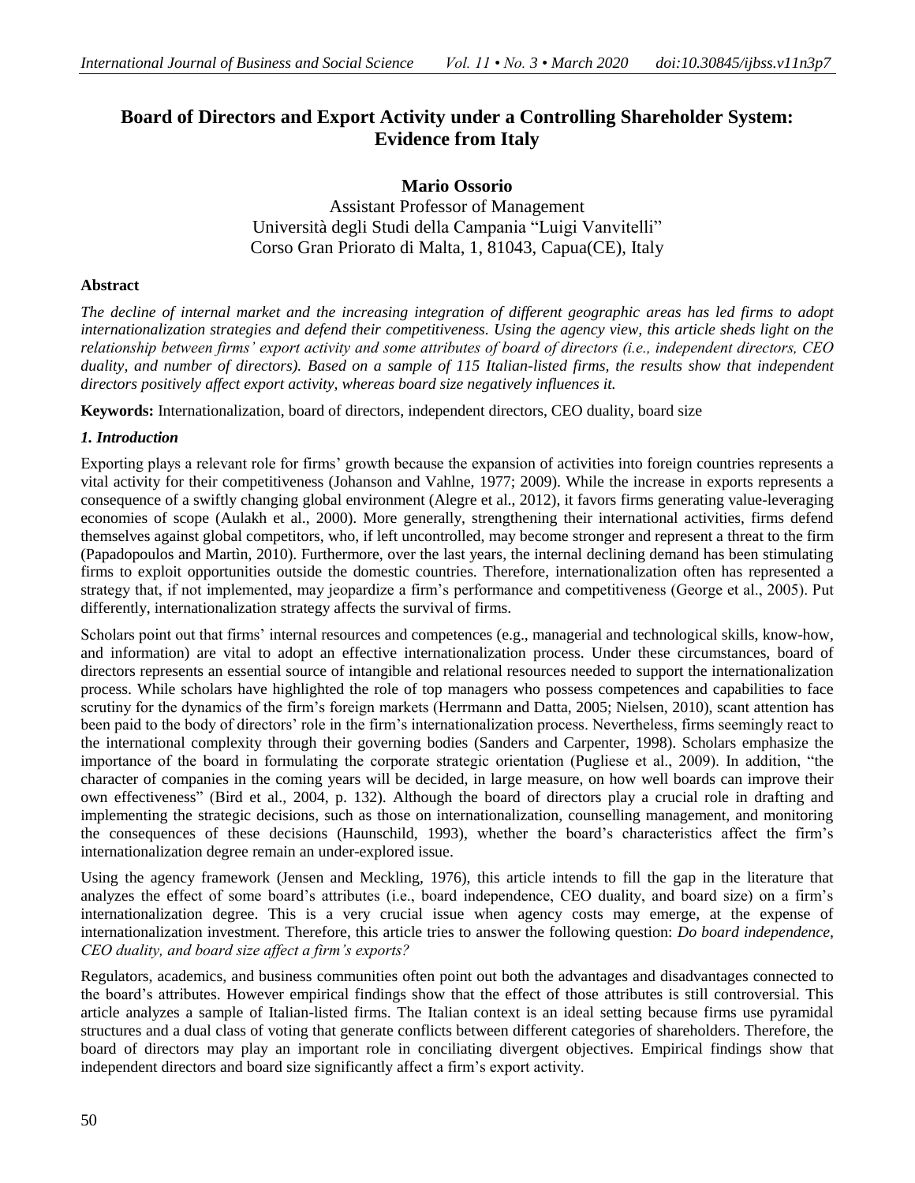# Board of Directors and Export Activity under a Controlling Shareholder System: Evidence from Italy

**Mario Ossorio**

Assistant Professor of Management
Università degli Studi della Campania "Luigi Vanvitelli"
Corso Gran Priorato di Malta, 1, 81043, Capua(CE), Italy

### Abstract

*The decline of internal market and the increasing integration of different geographic areas has led firms to adopt internationalization strategies and defend their competitiveness. Using the agency view, this article sheds light on the relationship between firms' export activity and some attributes of board of directors (i.e., independent directors, CEO duality, and number of directors). Based on a sample of 115 Italian-listed firms, the results show that independent directors positively affect export activity, whereas board size negatively influences it.*

**Keywords:** Internationalization, board of directors, independent directors, CEO duality, board size

## *1. Introduction*

Exporting plays a relevant role for firms' growth because the expansion of activities into foreign countries represents a vital activity for their competitiveness (Johanson and Vahlne, 1977; 2009). While the increase in exports represents a consequence of a swiftly changing global environment (Alegre et al., 2012), it favors firms generating value-leveraging economies of scope (Aulakh et al., 2000). More generally, strengthening their international activities, firms defend themselves against global competitors, who, if left uncontrolled, may become stronger and represent a threat to the firm (Papadopoulos and Martìn, 2010). Furthermore, over the last years, the internal declining demand has been stimulating firms to exploit opportunities outside the domestic countries. Therefore, internationalization often has represented a strategy that, if not implemented, may jeopardize a firm's performance and competitiveness (George et al., 2005). Put differently, internationalization strategy affects the survival of firms.

Scholars point out that firms' internal resources and competences (e.g., managerial and technological skills, know-how, and information) are vital to adopt an effective internationalization process. Under these circumstances, board of directors represents an essential source of intangible and relational resources needed to support the internationalization process. While scholars have highlighted the role of top managers who possess competences and capabilities to face scrutiny for the dynamics of the firm's foreign markets (Herrmann and Datta, 2005; Nielsen, 2010), scant attention has been paid to the body of directors' role in the firm's internationalization process. Nevertheless, firms seemingly react to the international complexity through their governing bodies (Sanders and Carpenter, 1998). Scholars emphasize the importance of the board in formulating the corporate strategic orientation (Pugliese et al., 2009). In addition, "the character of companies in the coming years will be decided, in large measure, on how well boards can improve their own effectiveness" (Bird et al., 2004, p. 132). Although the board of directors play a crucial role in drafting and implementing the strategic decisions, such as those on internationalization, counselling management, and monitoring the consequences of these decisions (Haunschild, 1993), whether the board's characteristics affect the firm's internationalization degree remain an under-explored issue.

Using the agency framework (Jensen and Meckling, 1976), this article intends to fill the gap in the literature that analyzes the effect of some board's attributes (i.e., board independence, CEO duality, and board size) on a firm's internationalization degree. This is a very crucial issue when agency costs may emerge, at the expense of internationalization investment. Therefore, this article tries to answer the following question: *Do board independence, CEO duality, and board size affect a firm's exports?*

Regulators, academics, and business communities often point out both the advantages and disadvantages connected to the board's attributes. However empirical findings show that the effect of those attributes is still controversial. This article analyzes a sample of Italian-listed firms. The Italian context is an ideal setting because firms use pyramidal structures and a dual class of voting that generate conflicts between different categories of shareholders. Therefore, the board of directors may play an important role in conciliating divergent objectives. Empirical findings show that independent directors and board size significantly affect a firm's export activity.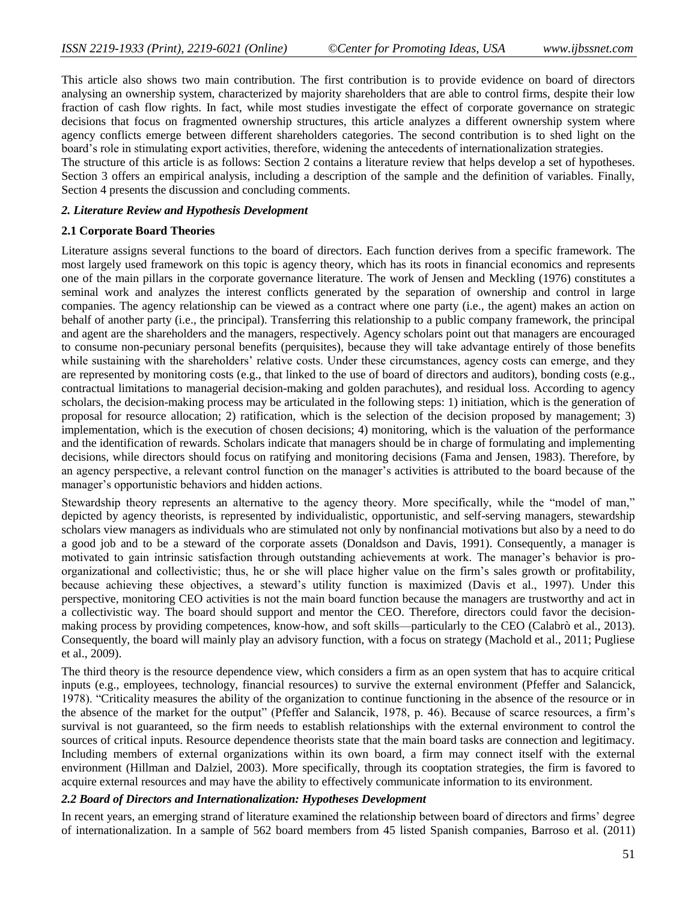This article also shows two main contribution. The first contribution is to provide evidence on board of directors analysing an ownership system, characterized by majority shareholders that are able to control firms, despite their low fraction of cash flow rights. In fact, while most studies investigate the effect of corporate governance on strategic decisions that focus on fragmented ownership structures, this article analyzes a different ownership system where agency conflicts emerge between different shareholders categories. The second contribution is to shed light on the board's role in stimulating export activities, therefore, widening the antecedents of internationalization strategies.

The structure of this article is as follows: Section 2 contains a literature review that helps develop a set of hypotheses. Section 3 offers an empirical analysis, including a description of the sample and the definition of variables. Finally, Section 4 presents the discussion and concluding comments.

## *2. Literature Review and Hypothesis Development*

### 2.1 Corporate Board Theories

Literature assigns several functions to the board of directors. Each function derives from a specific framework. The most largely used framework on this topic is agency theory, which has its roots in financial economics and represents one of the main pillars in the corporate governance literature. The work of Jensen and Meckling (1976) constitutes a seminal work and analyzes the interest conflicts generated by the separation of ownership and control in large companies. The agency relationship can be viewed as a contract where one party (i.e., the agent) makes an action on behalf of another party (i.e., the principal). Transferring this relationship to a public company framework, the principal and agent are the shareholders and the managers, respectively. Agency scholars point out that managers are encouraged to consume non-pecuniary personal benefits (perquisites), because they will take advantage entirely of those benefits while sustaining with the shareholders' relative costs. Under these circumstances, agency costs can emerge, and they are represented by monitoring costs (e.g., that linked to the use of board of directors and auditors), bonding costs (e.g., contractual limitations to managerial decision-making and golden parachutes), and residual loss. According to agency scholars, the decision-making process may be articulated in the following steps: 1) initiation, which is the generation of proposal for resource allocation; 2) ratification, which is the selection of the decision proposed by management; 3) implementation, which is the execution of chosen decisions; 4) monitoring, which is the valuation of the performance and the identification of rewards. Scholars indicate that managers should be in charge of formulating and implementing decisions, while directors should focus on ratifying and monitoring decisions (Fama and Jensen, 1983). Therefore, by an agency perspective, a relevant control function on the manager's activities is attributed to the board because of the manager's opportunistic behaviors and hidden actions.

Stewardship theory represents an alternative to the agency theory. More specifically, while the "model of man," depicted by agency theorists, is represented by individualistic, opportunistic, and self-serving managers, stewardship scholars view managers as individuals who are stimulated not only by nonfinancial motivations but also by a need to do a good job and to be a steward of the corporate assets (Donaldson and Davis, 1991). Consequently, a manager is motivated to gain intrinsic satisfaction through outstanding achievements at work. The manager's behavior is pro-organizational and collectivistic; thus, he or she will place higher value on the firm's sales growth or profitability, because achieving these objectives, a steward's utility function is maximized (Davis et al., 1997). Under this perspective, monitoring CEO activities is not the main board function because the managers are trustworthy and act in a collectivistic way. The board should support and mentor the CEO. Therefore, directors could favor the decision-making process by providing competences, know-how, and soft skills—particularly to the CEO (Calabrò et al., 2013). Consequently, the board will mainly play an advisory function, with a focus on strategy (Machold et al., 2011; Pugliese et al., 2009).

The third theory is the resource dependence view, which considers a firm as an open system that has to acquire critical inputs (e.g., employees, technology, financial resources) to survive the external environment (Pfeffer and Salancick, 1978). "Criticality measures the ability of the organization to continue functioning in the absence of the resource or in the absence of the market for the output" (Pfeffer and Salancik, 1978, p. 46). Because of scarce resources, a firm's survival is not guaranteed, so the firm needs to establish relationships with the external environment to control the sources of critical inputs. Resource dependence theorists state that the main board tasks are connection and legitimacy. Including members of external organizations within its own board, a firm may connect itself with the external environment (Hillman and Dalziel, 2003). More specifically, through its cooptation strategies, the firm is favored to acquire external resources and may have the ability to effectively communicate information to its environment.

### *2.2 Board of Directors and Internationalization: Hypotheses Development*

In recent years, an emerging strand of literature examined the relationship between board of directors and firms' degree of internationalization. In a sample of 562 board members from 45 listed Spanish companies, Barroso et al. (2011)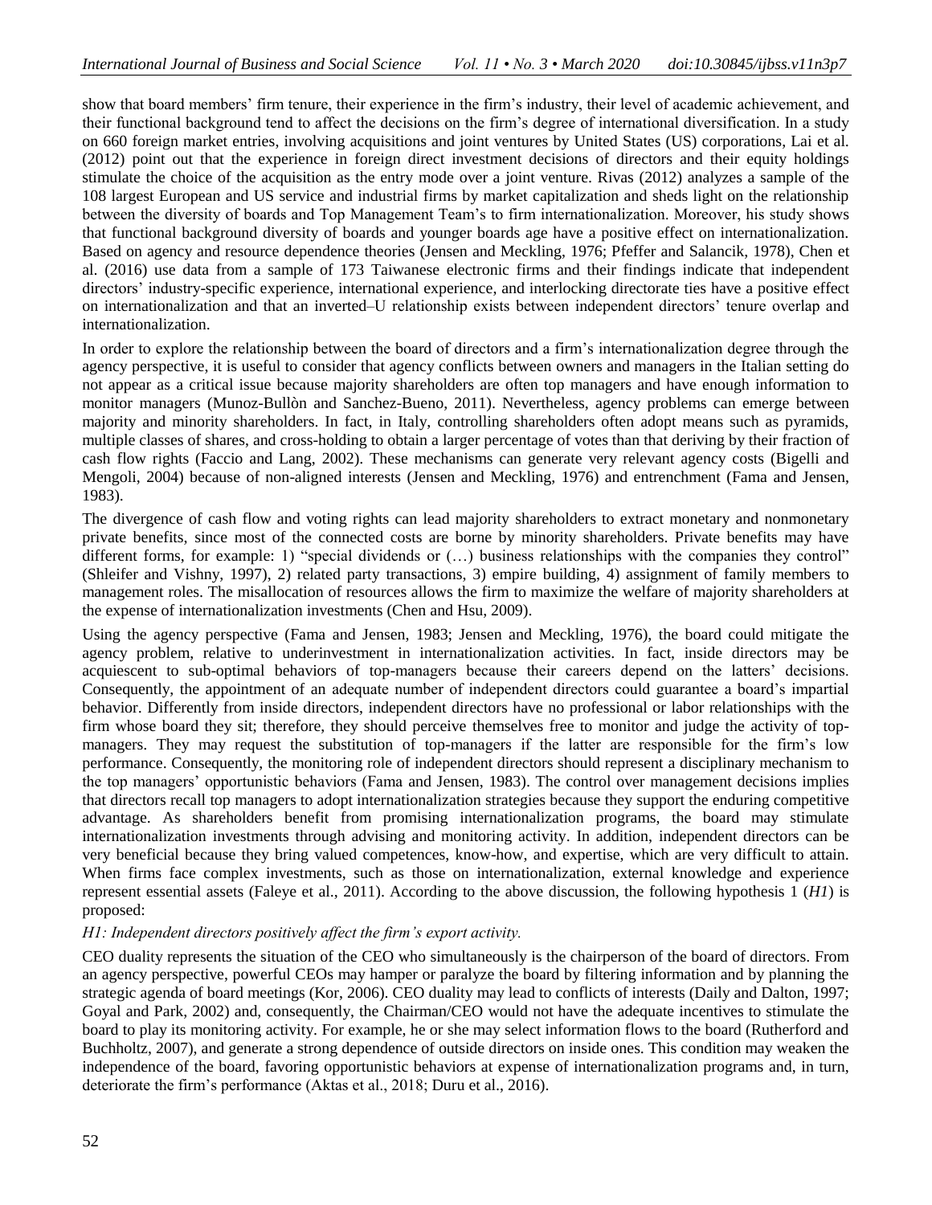show that board members' firm tenure, their experience in the firm's industry, their level of academic achievement, and their functional background tend to affect the decisions on the firm's degree of international diversification. In a study on 660 foreign market entries, involving acquisitions and joint ventures by United States (US) corporations, Lai et al. (2012) point out that the experience in foreign direct investment decisions of directors and their equity holdings stimulate the choice of the acquisition as the entry mode over a joint venture. Rivas (2012) analyzes a sample of the 108 largest European and US service and industrial firms by market capitalization and sheds light on the relationship between the diversity of boards and Top Management Team's to firm internationalization. Moreover, his study shows that functional background diversity of boards and younger boards age have a positive effect on internationalization. Based on agency and resource dependence theories (Jensen and Meckling, 1976; Pfeffer and Salancik, 1978), Chen et al. (2016) use data from a sample of 173 Taiwanese electronic firms and their findings indicate that independent directors' industry-specific experience, international experience, and interlocking directorate ties have a positive effect on internationalization and that an inverted–U relationship exists between independent directors' tenure overlap and internationalization.

In order to explore the relationship between the board of directors and a firm's internationalization degree through the agency perspective, it is useful to consider that agency conflicts between owners and managers in the Italian setting do not appear as a critical issue because majority shareholders are often top managers and have enough information to monitor managers (Munoz-Bullòn and Sanchez-Bueno, 2011). Nevertheless, agency problems can emerge between majority and minority shareholders. In fact, in Italy, controlling shareholders often adopt means such as pyramids, multiple classes of shares, and cross-holding to obtain a larger percentage of votes than that deriving by their fraction of cash flow rights (Faccio and Lang, 2002). These mechanisms can generate very relevant agency costs (Bigelli and Mengoli, 2004) because of non-aligned interests (Jensen and Meckling, 1976) and entrenchment (Fama and Jensen, 1983).

The divergence of cash flow and voting rights can lead majority shareholders to extract monetary and nonmonetary private benefits, since most of the connected costs are borne by minority shareholders. Private benefits may have different forms, for example: 1) "special dividends or (…) business relationships with the companies they control" (Shleifer and Vishny, 1997), 2) related party transactions, 3) empire building, 4) assignment of family members to management roles. The misallocation of resources allows the firm to maximize the welfare of majority shareholders at the expense of internationalization investments (Chen and Hsu, 2009).

Using the agency perspective (Fama and Jensen, 1983; Jensen and Meckling, 1976), the board could mitigate the agency problem, relative to underinvestment in internationalization activities. In fact, inside directors may be acquiescent to sub-optimal behaviors of top-managers because their careers depend on the latters' decisions. Consequently, the appointment of an adequate number of independent directors could guarantee a board's impartial behavior. Differently from inside directors, independent directors have no professional or labor relationships with the firm whose board they sit; therefore, they should perceive themselves free to monitor and judge the activity of top-managers. They may request the substitution of top-managers if the latter are responsible for the firm's low performance. Consequently, the monitoring role of independent directors should represent a disciplinary mechanism to the top managers' opportunistic behaviors (Fama and Jensen, 1983). The control over management decisions implies that directors recall top managers to adopt internationalization strategies because they support the enduring competitive advantage. As shareholders benefit from promising internationalization programs, the board may stimulate internationalization investments through advising and monitoring activity. In addition, independent directors can be very beneficial because they bring valued competences, know-how, and expertise, which are very difficult to attain. When firms face complex investments, such as those on internationalization, external knowledge and experience represent essential assets (Faleye et al., 2011). According to the above discussion, the following hypothesis 1 (*H1*) is proposed:

*H1: Independent directors positively affect the firm's export activity.*

CEO duality represents the situation of the CEO who simultaneously is the chairperson of the board of directors. From an agency perspective, powerful CEOs may hamper or paralyze the board by filtering information and by planning the strategic agenda of board meetings (Kor, 2006). CEO duality may lead to conflicts of interests (Daily and Dalton, 1997; Goyal and Park, 2002) and, consequently, the Chairman/CEO would not have the adequate incentives to stimulate the board to play its monitoring activity. For example, he or she may select information flows to the board (Rutherford and Buchholtz, 2007), and generate a strong dependence of outside directors on inside ones. This condition may weaken the independence of the board, favoring opportunistic behaviors at expense of internationalization programs and, in turn, deteriorate the firm's performance (Aktas et al., 2018; Duru et al., 2016).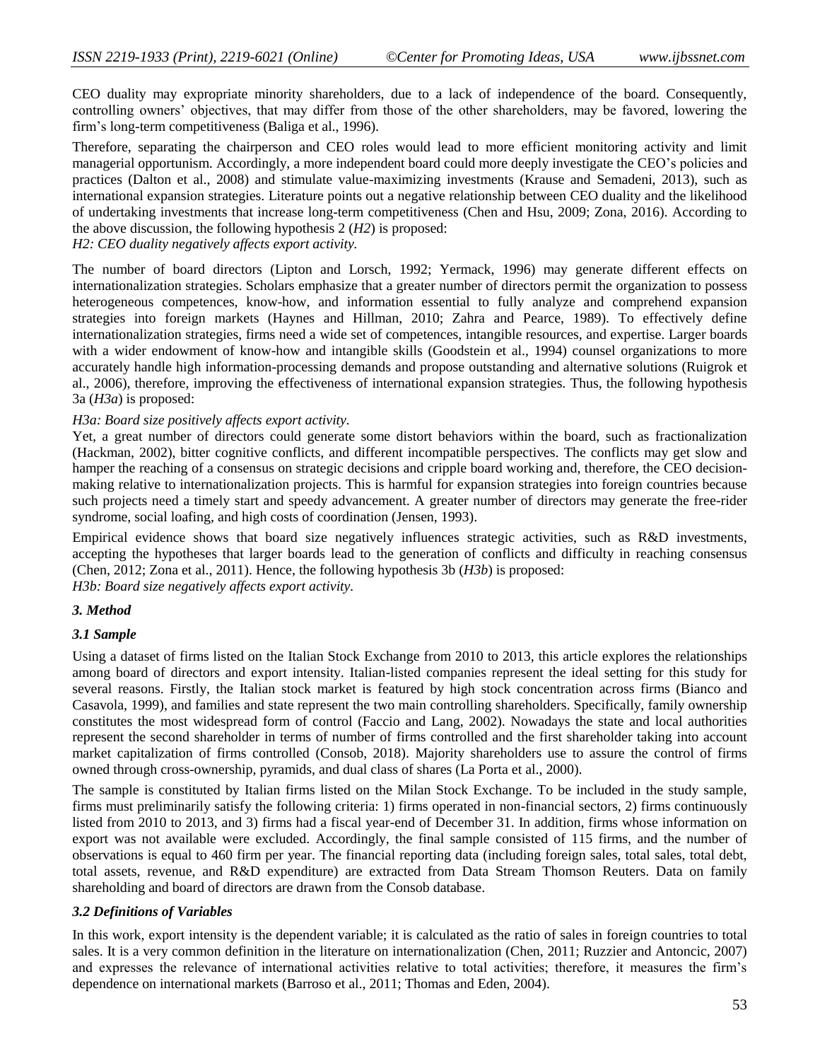CEO duality may expropriate minority shareholders, due to a lack of independence of the board. Consequently, controlling owners' objectives, that may differ from those of the other shareholders, may be favored, lowering the firm's long-term competitiveness (Baliga et al., 1996).

Therefore, separating the chairperson and CEO roles would lead to more efficient monitoring activity and limit managerial opportunism. Accordingly, a more independent board could more deeply investigate the CEO's policies and practices (Dalton et al., 2008) and stimulate value-maximizing investments (Krause and Semadeni, 2013), such as international expansion strategies. Literature points out a negative relationship between CEO duality and the likelihood of undertaking investments that increase long-term competitiveness (Chen and Hsu, 2009; Zona, 2016). According to the above discussion, the following hypothesis 2 (*H2*) is proposed:

*H2: CEO duality negatively affects export activity.*

The number of board directors (Lipton and Lorsch, 1992; Yermack, 1996) may generate different effects on internationalization strategies. Scholars emphasize that a greater number of directors permit the organization to possess heterogeneous competences, know-how, and information essential to fully analyze and comprehend expansion strategies into foreign markets (Haynes and Hillman, 2010; Zahra and Pearce, 1989). To effectively define internationalization strategies, firms need a wide set of competences, intangible resources, and expertise. Larger boards with a wider endowment of know-how and intangible skills (Goodstein et al., 1994) counsel organizations to more accurately handle high information-processing demands and propose outstanding and alternative solutions (Ruigrok et al., 2006), therefore, improving the effectiveness of international expansion strategies. Thus, the following hypothesis 3a (*H3a*) is proposed:

*H3a: Board size positively affects export activity.*

Yet, a great number of directors could generate some distort behaviors within the board, such as fractionalization (Hackman, 2002), bitter cognitive conflicts, and different incompatible perspectives. The conflicts may get slow and hamper the reaching of a consensus on strategic decisions and cripple board working and, therefore, the CEO decision-making relative to internationalization projects. This is harmful for expansion strategies into foreign countries because such projects need a timely start and speedy advancement. A greater number of directors may generate the free-rider syndrome, social loafing, and high costs of coordination (Jensen, 1993).

Empirical evidence shows that board size negatively influences strategic activities, such as R&D investments, accepting the hypotheses that larger boards lead to the generation of conflicts and difficulty in reaching consensus (Chen, 2012; Zona et al., 2011). Hence, the following hypothesis 3b (*H3b*) is proposed:

*H3b: Board size negatively affects export activity.*

### *3. Method*

### *3.1 Sample*

Using a dataset of firms listed on the Italian Stock Exchange from 2010 to 2013, this article explores the relationships among board of directors and export intensity. Italian-listed companies represent the ideal setting for this study for several reasons. Firstly, the Italian stock market is featured by high stock concentration across firms (Bianco and Casavola, 1999), and families and state represent the two main controlling shareholders. Specifically, family ownership constitutes the most widespread form of control (Faccio and Lang, 2002). Nowadays the state and local authorities represent the second shareholder in terms of number of firms controlled and the first shareholder taking into account market capitalization of firms controlled (Consob, 2018). Majority shareholders use to assure the control of firms owned through cross-ownership, pyramids, and dual class of shares (La Porta et al., 2000).

The sample is constituted by Italian firms listed on the Milan Stock Exchange. To be included in the study sample, firms must preliminarily satisfy the following criteria: 1) firms operated in non-financial sectors, 2) firms continuously listed from 2010 to 2013, and 3) firms had a fiscal year-end of December 31. In addition, firms whose information on export was not available were excluded. Accordingly, the final sample consisted of 115 firms, and the number of observations is equal to 460 firm per year. The financial reporting data (including foreign sales, total sales, total debt, total assets, revenue, and R&D expenditure) are extracted from Data Stream Thomson Reuters. Data on family shareholding and board of directors are drawn from the Consob database.

### *3.2 Definitions of Variables*

In this work, export intensity is the dependent variable; it is calculated as the ratio of sales in foreign countries to total sales. It is a very common definition in the literature on internationalization (Chen, 2011; Ruzzier and Antoncic, 2007) and expresses the relevance of international activities relative to total activities; therefore, it measures the firm's dependence on international markets (Barroso et al., 2011; Thomas and Eden, 2004).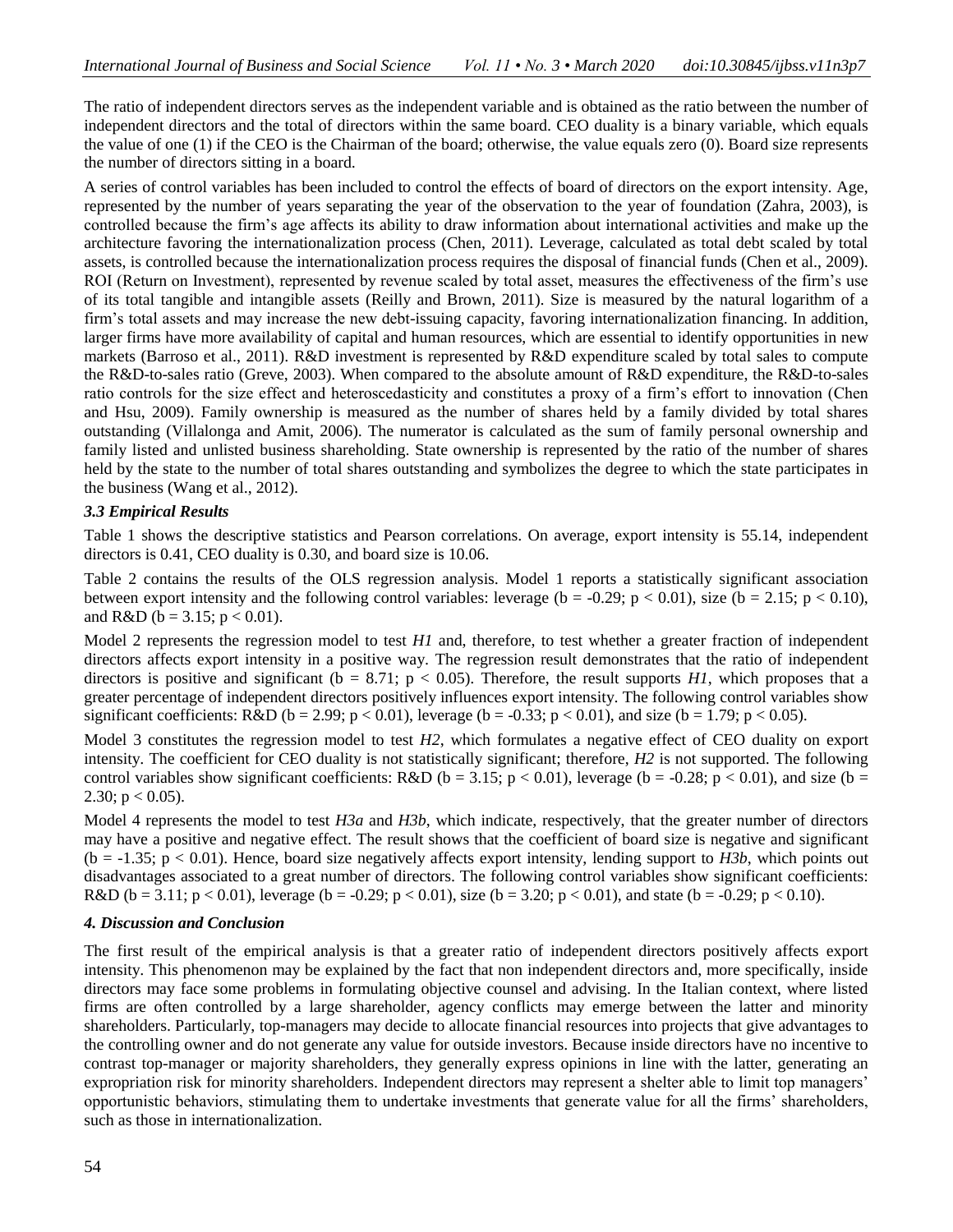The ratio of independent directors serves as the independent variable and is obtained as the ratio between the number of independent directors and the total of directors within the same board. CEO duality is a binary variable, which equals the value of one (1) if the CEO is the Chairman of the board; otherwise, the value equals zero (0). Board size represents the number of directors sitting in a board.

A series of control variables has been included to control the effects of board of directors on the export intensity. Age, represented by the number of years separating the year of the observation to the year of foundation (Zahra, 2003), is controlled because the firm's age affects its ability to draw information about international activities and make up the architecture favoring the internationalization process (Chen, 2011). Leverage, calculated as total debt scaled by total assets, is controlled because the internationalization process requires the disposal of financial funds (Chen et al., 2009). ROI (Return on Investment), represented by revenue scaled by total asset, measures the effectiveness of the firm's use of its total tangible and intangible assets (Reilly and Brown, 2011). Size is measured by the natural logarithm of a firm's total assets and may increase the new debt-issuing capacity, favoring internationalization financing. In addition, larger firms have more availability of capital and human resources, which are essential to identify opportunities in new markets (Barroso et al., 2011). R&D investment is represented by R&D expenditure scaled by total sales to compute the R&D-to-sales ratio (Greve, 2003). When compared to the absolute amount of R&D expenditure, the R&D-to-sales ratio controls for the size effect and heteroscedasticity and constitutes a proxy of a firm's effort to innovation (Chen and Hsu, 2009). Family ownership is measured as the number of shares held by a family divided by total shares outstanding (Villalonga and Amit, 2006). The numerator is calculated as the sum of family personal ownership and family listed and unlisted business shareholding. State ownership is represented by the ratio of the number of shares held by the state to the number of total shares outstanding and symbolizes the degree to which the state participates in the business (Wang et al., 2012).

### *3.3 Empirical Results*

Table 1 shows the descriptive statistics and Pearson correlations. On average, export intensity is 55.14, independent directors is 0.41, CEO duality is 0.30, and board size is 10.06.

Table 2 contains the results of the OLS regression analysis. Model 1 reports a statistically significant association between export intensity and the following control variables: leverage ($b = -0.29$; $p < 0.01$), size ($b = 2.15$; $p < 0.10$), and R&D ($b = 3.15$; $p < 0.01$).

Model 2 represents the regression model to test *H1* and, therefore, to test whether a greater fraction of independent directors affects export intensity in a positive way. The regression result demonstrates that the ratio of independent directors is positive and significant ($b = 8.71$; $p < 0.05$). Therefore, the result supports *H1*, which proposes that a greater percentage of independent directors positively influences export intensity. The following control variables show significant coefficients: R&D ($b = 2.99$; $p < 0.01$), leverage ($b = -0.33$; $p < 0.01$), and size ($b = 1.79$; $p < 0.05$).

Model 3 constitutes the regression model to test *H2*, which formulates a negative effect of CEO duality on export intensity. The coefficient for CEO duality is not statistically significant; therefore, *H2* is not supported. The following control variables show significant coefficients: R&D ($b = 3.15$; $p < 0.01$), leverage ($b = -0.28$; $p < 0.01$), and size ($b = 2.30$; $p < 0.05$).

Model 4 represents the model to test *H3a* and *H3b*, which indicate, respectively, that the greater number of directors may have a positive and negative effect. The result shows that the coefficient of board size is negative and significant ($b = -1.35$; $p < 0.01$). Hence, board size negatively affects export intensity, lending support to *H3b*, which points out disadvantages associated to a great number of directors. The following control variables show significant coefficients: R&D ($b = 3.11$; $p < 0.01$), leverage ($b = -0.29$; $p < 0.01$), size ($b = 3.20$; $p < 0.01$), and state ($b = -0.29$; $p < 0.10$).

### *4. Discussion and Conclusion*

The first result of the empirical analysis is that a greater ratio of independent directors positively affects export intensity. This phenomenon may be explained by the fact that non independent directors and, more specifically, inside directors may face some problems in formulating objective counsel and advising. In the Italian context, where listed firms are often controlled by a large shareholder, agency conflicts may emerge between the latter and minority shareholders. Particularly, top-managers may decide to allocate financial resources into projects that give advantages to the controlling owner and do not generate any value for outside investors. Because inside directors have no incentive to contrast top-manager or majority shareholders, they generally express opinions in line with the latter, generating an expropriation risk for minority shareholders. Independent directors may represent a shelter able to limit top managers' opportunistic behaviors, stimulating them to undertake investments that generate value for all the firms' shareholders, such as those in internationalization.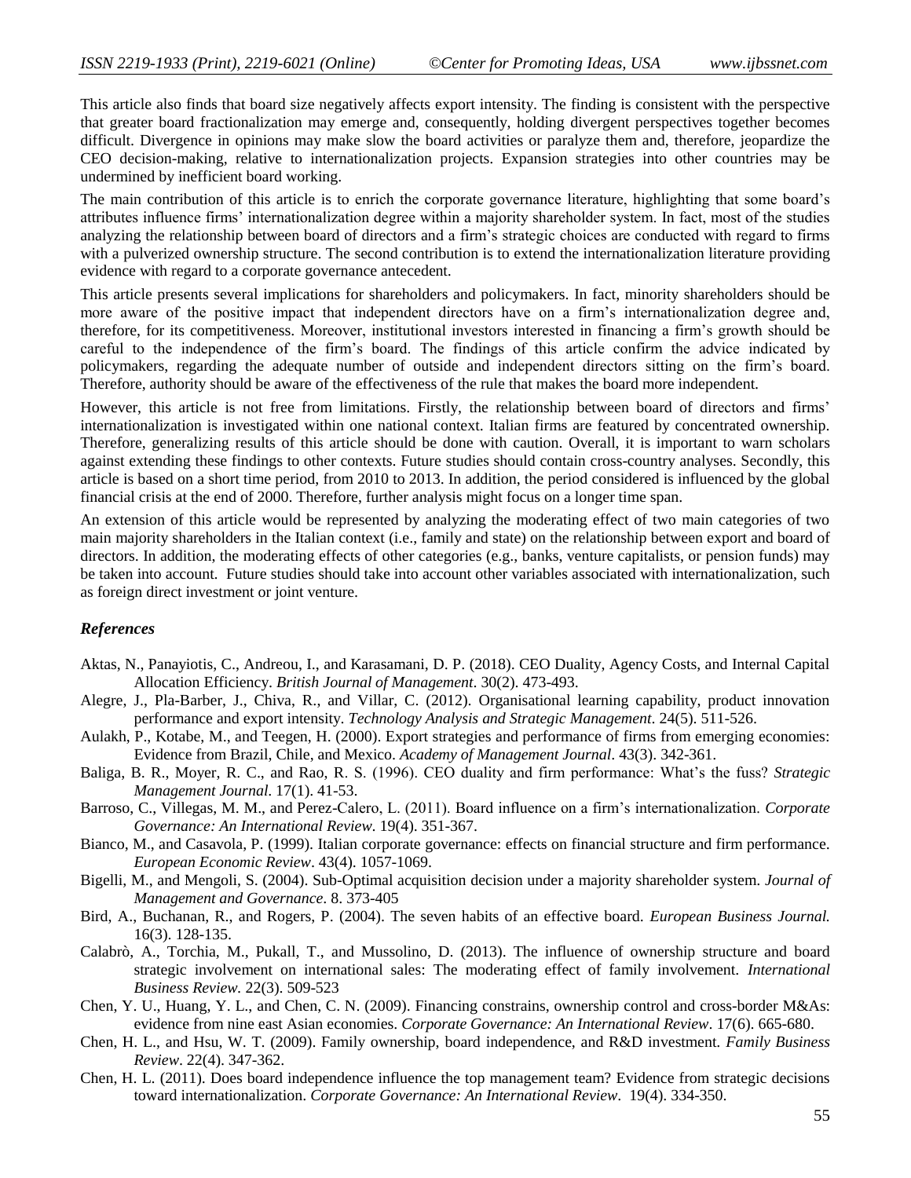This article also finds that board size negatively affects export intensity. The finding is consistent with the perspective that greater board fractionalization may emerge and, consequently, holding divergent perspectives together becomes difficult. Divergence in opinions may make slow the board activities or paralyze them and, therefore, jeopardize the CEO decision-making, relative to internationalization projects. Expansion strategies into other countries may be undermined by inefficient board working.

The main contribution of this article is to enrich the corporate governance literature, highlighting that some board's attributes influence firms' internationalization degree within a majority shareholder system. In fact, most of the studies analyzing the relationship between board of directors and a firm's strategic choices are conducted with regard to firms with a pulverized ownership structure. The second contribution is to extend the internationalization literature providing evidence with regard to a corporate governance antecedent.

This article presents several implications for shareholders and policymakers. In fact, minority shareholders should be more aware of the positive impact that independent directors have on a firm's internationalization degree and, therefore, for its competitiveness. Moreover, institutional investors interested in financing a firm's growth should be careful to the independence of the firm's board. The findings of this article confirm the advice indicated by policymakers, regarding the adequate number of outside and independent directors sitting on the firm's board. Therefore, authority should be aware of the effectiveness of the rule that makes the board more independent.

However, this article is not free from limitations. Firstly, the relationship between board of directors and firms' internationalization is investigated within one national context. Italian firms are featured by concentrated ownership. Therefore, generalizing results of this article should be done with caution. Overall, it is important to warn scholars against extending these findings to other contexts. Future studies should contain cross-country analyses. Secondly, this article is based on a short time period, from 2010 to 2013. In addition, the period considered is influenced by the global financial crisis at the end of 2000. Therefore, further analysis might focus on a longer time span.

An extension of this article would be represented by analyzing the moderating effect of two main categories of two main majority shareholders in the Italian context (i.e., family and state) on the relationship between export and board of directors. In addition, the moderating effects of other categories (e.g., banks, venture capitalists, or pension funds) may be taken into account. Future studies should take into account other variables associated with internationalization, such as foreign direct investment or joint venture.

### *References*

Aktas, N., Panayiotis, C., Andreou, I., and Karasamani, D. P. (2018). CEO Duality, Agency Costs, and Internal Capital Allocation Efficiency. *British Journal of Management*. 30(2). 473-493.

Alegre, J., Pla-Barber, J., Chiva, R., and Villar, C. (2012). Organisational learning capability, product innovation performance and export intensity. *Technology Analysis and Strategic Management*. 24(5). 511-526.

Aulakh, P., Kotabe, M., and Teegen, H. (2000). Export strategies and performance of firms from emerging economies: Evidence from Brazil, Chile, and Mexico. *Academy of Management Journal*. 43(3). 342-361.

Baliga, B. R., Moyer, R. C., and Rao, R. S. (1996). CEO duality and firm performance: What's the fuss? *Strategic Management Journal*. 17(1). 41-53.

Barroso, C., Villegas, M. M., and Perez-Calero, L. (2011). Board influence on a firm's internationalization. *Corporate Governance: An International Review*. 19(4). 351-367.

Bianco, M., and Casavola, P. (1999). Italian corporate governance: effects on financial structure and firm performance. *European Economic Review*. 43(4). 1057-1069.

Bigelli, M., and Mengoli, S. (2004). Sub-Optimal acquisition decision under a majority shareholder system. *Journal of Management and Governance*. 8. 373-405

Bird, A., Buchanan, R., and Rogers, P. (2004). The seven habits of an effective board. *European Business Journal.* 16(3). 128-135.

Calabrò, A., Torchia, M., Pukall, T., and Mussolino, D. (2013). The influence of ownership structure and board strategic involvement on international sales: The moderating effect of family involvement. *International Business Review.* 22(3). 509-523

Chen, Y. U., Huang, Y. L., and Chen, C. N. (2009). Financing constrains, ownership control and cross-border M&As: evidence from nine east Asian economies. *Corporate Governance: An International Review*. 17(6). 665-680.

Chen, H. L., and Hsu, W. T. (2009). Family ownership, board independence, and R&D investment. *Family Business Review*. 22(4). 347-362.

Chen, H. L. (2011). Does board independence influence the top management team? Evidence from strategic decisions toward internationalization. *Corporate Governance: An International Review*. 19(4). 334-350.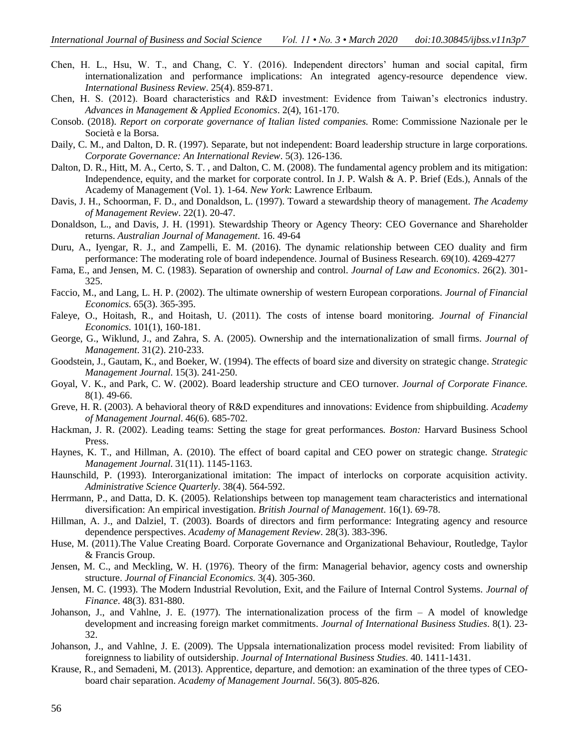Chen, H. L., Hsu, W. T., and Chang, C. Y. (2016). Independent directors' human and social capital, firm internationalization and performance implications: An integrated agency-resource dependence view. *International Business Review*. 25(4). 859-871.

Chen, H. S. (2012). Board characteristics and R&D investment: Evidence from Taiwan's electronics industry. *Advances in Management & Applied Economics*. 2(4), 161-170.

Consob. (2018). *Report on corporate governance of Italian listed companies.* Rome: Commissione Nazionale per le Società e la Borsa.

Daily, C. M., and Dalton, D. R. (1997). Separate, but not independent: Board leadership structure in large corporations. *Corporate Governance: An International Review*. 5(3). 126-136.

Dalton, D. R., Hitt, M. A., Certo, S. T. , and Dalton, C. M. (2008). The fundamental agency problem and its mitigation: Independence, equity, and the market for corporate control. In J. P. Walsh & A. P. Brief (Eds.), Annals of the Academy of Management (Vol. 1). 1-64. *New York*: Lawrence Erlbaum.

Davis, J. H., Schoorman, F. D., and Donaldson, L. (1997). Toward a stewardship theory of management. *The Academy of Management Review*. 22(1). 20-47.

Donaldson, L., and Davis, J. H. (1991). Stewardship Theory or Agency Theory: CEO Governance and Shareholder returns. *Australian Journal of Management*. 16. 49-64

Duru, A., Iyengar, R. J., and Zampelli, E. M. (2016). The dynamic relationship between CEO duality and firm performance: The moderating role of board independence. Journal of Business Research. 69(10). 4269-4277

Fama, E., and Jensen, M. C. (1983). Separation of ownership and control. *Journal of Law and Economics*. 26(2). 301-325.

Faccio, M., and Lang, L. H. P. (2002). The ultimate ownership of western European corporations. *Journal of Financial Economics*. 65(3). 365-395.

Faleye, O., Hoitash, R., and Hoitash, U. (2011). The costs of intense board monitoring. *Journal of Financial Economics*. 101(1), 160-181.

George, G., Wiklund, J., and Zahra, S. A. (2005). Ownership and the internationalization of small firms. *Journal of Management*. 31(2). 210-233.

Goodstein, J., Gautam, K., and Boeker, W. (1994). The effects of board size and diversity on strategic change. *Strategic Management Journal*. 15(3). 241-250.

Goyal, V. K., and Park, C. W. (2002). Board leadership structure and CEO turnover. *Journal of Corporate Finance.* 8(1). 49-66.

Greve, H. R. (2003). A behavioral theory of R&D expenditures and innovations: Evidence from shipbuilding. *Academy of Management Journal*. 46(6). 685-702.

Hackman, J. R. (2002). Leading teams: Setting the stage for great performances*. Boston:* Harvard Business School Press.

Haynes, K. T., and Hillman, A. (2010). The effect of board capital and CEO power on strategic change. *Strategic Management Journal*. 31(11). 1145-1163.

Haunschild, P. (1993). Interorganizational imitation: The impact of interlocks on corporate acquisition activity. *Administrative Science Quarterly*. 38(4). 564-592.

Herrmann, P., and Datta, D. K. (2005). Relationships between top management team characteristics and international diversification: An empirical investigation. *British Journal of Management*. 16(1). 69-78.

Hillman, A. J., and Dalziel, T. (2003). Boards of directors and firm performance: Integrating agency and resource dependence perspectives. *Academy of Management Review*. 28(3). 383-396.

Huse, M. (2011).The Value Creating Board. Corporate Governance and Organizational Behaviour, Routledge, Taylor & Francis Group.

Jensen, M. C., and Meckling, W. H. (1976). Theory of the firm: Managerial behavior, agency costs and ownership structure. *Journal of Financial Economics.* 3(4). 305-360.

Jensen, M. C. (1993). The Modern Industrial Revolution, Exit, and the Failure of Internal Control Systems. *Journal of Finance*. 48(3). 831-880.

Johanson, J., and Vahlne, J. E. (1977). The internationalization process of the firm – A model of knowledge development and increasing foreign market commitments. *Journal of International Business Studies*. 8(1). 23-32.

Johanson, J., and Vahlne, J. E. (2009). The Uppsala internationalization process model revisited: From liability of foreignness to liability of outsidership. *Journal of International Business Studies*. 40. 1411-1431.

Krause, R., and Semadeni, M. (2013). Apprentice, departure, and demotion: an examination of the three types of CEO-board chair separation. *Academy of Management Journal*. 56(3). 805-826.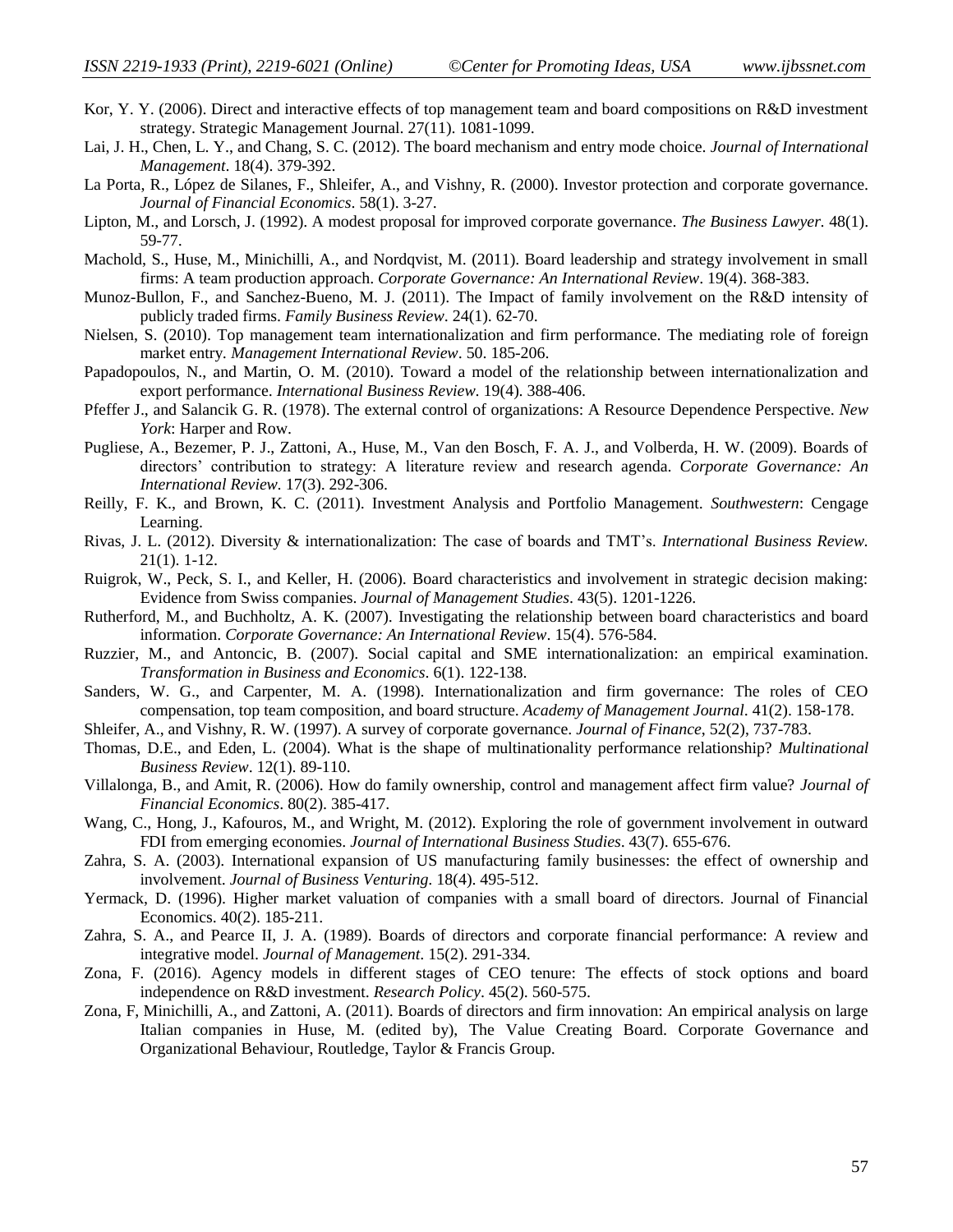Kor, Y. Y. (2006). Direct and interactive effects of top management team and board compositions on R&D investment strategy. Strategic Management Journal. 27(11). 1081-1099.

Lai, J. H., Chen, L. Y., and Chang, S. C. (2012). The board mechanism and entry mode choice. *Journal of International Management*. 18(4). 379-392.

La Porta, R., López de Silanes, F., Shleifer, A., and Vishny, R. (2000). Investor protection and corporate governance. *Journal of Financial Economics*. 58(1). 3-27.

Lipton, M., and Lorsch, J. (1992). A modest proposal for improved corporate governance. *The Business Lawyer.* 48(1). 59-77.

Machold, S., Huse, M., Minichilli, A., and Nordqvist, M. (2011). Board leadership and strategy involvement in small firms: A team production approach. *Corporate Governance: An International Review*. 19(4). 368-383.

Munoz-Bullon, F., and Sanchez-Bueno, M. J. (2011). The Impact of family involvement on the R&D intensity of publicly traded firms. *Family Business Review*. 24(1). 62-70.

Nielsen, S. (2010). Top management team internationalization and firm performance. The mediating role of foreign market entry. *Management International Review*. 50. 185-206.

Papadopoulos, N., and Martin, O. M. (2010). Toward a model of the relationship between internationalization and export performance. *International Business Review.* 19(4). 388-406.

Pfeffer J., and Salancik G. R. (1978). The external control of organizations: A Resource Dependence Perspective. *New York*: Harper and Row.

Pugliese, A., Bezemer, P. J., Zattoni, A., Huse, M., Van den Bosch, F. A. J., and Volberda, H. W. (2009). Boards of directors' contribution to strategy: A literature review and research agenda. *Corporate Governance: An International Review.* 17(3). 292-306.

Reilly, F. K., and Brown, K. C. (2011). Investment Analysis and Portfolio Management. *Southwestern*: Cengage Learning.

Rivas, J. L. (2012). Diversity & internationalization: The case of boards and TMT's. *International Business Review.* 21(1). 1-12.

Ruigrok, W., Peck, S. I., and Keller, H. (2006). Board characteristics and involvement in strategic decision making: Evidence from Swiss companies. *Journal of Management Studies*. 43(5). 1201-1226.

Rutherford, M., and Buchholtz, A. K. (2007). Investigating the relationship between board characteristics and board information. *Corporate Governance: An International Review*. 15(4). 576-584.

Ruzzier, M., and Antoncic, B. (2007). Social capital and SME internationalization: an empirical examination. *Transformation in Business and Economics*. 6(1). 122-138.

Sanders, W. G., and Carpenter, M. A. (1998). Internationalization and firm governance: The roles of CEO compensation, top team composition, and board structure. *Academy of Management Journal*. 41(2). 158-178.

Shleifer, A., and Vishny, R. W. (1997). A survey of corporate governance. *Journal of Finance*, 52(2), 737-783.

Thomas, D.E., and Eden, L. (2004). What is the shape of multinationality performance relationship? *Multinational Business Review*. 12(1). 89-110.

Villalonga, B., and Amit, R. (2006). How do family ownership, control and management affect firm value? *Journal of Financial Economics*. 80(2). 385-417.

Wang, C., Hong, J., Kafouros, M., and Wright, M. (2012). Exploring the role of government involvement in outward FDI from emerging economies. *Journal of International Business Studies*. 43(7). 655-676.

Zahra, S. A. (2003). International expansion of US manufacturing family businesses: the effect of ownership and involvement. *Journal of Business Venturing*. 18(4). 495-512.

Yermack, D. (1996). Higher market valuation of companies with a small board of directors. Journal of Financial Economics. 40(2). 185-211.

Zahra, S. A., and Pearce II, J. A. (1989). Boards of directors and corporate financial performance: A review and integrative model. *Journal of Management*. 15(2). 291-334.

Zona, F. (2016). Agency models in different stages of CEO tenure: The effects of stock options and board independence on R&D investment. *Research Policy*. 45(2). 560-575.

Zona, F, Minichilli, A., and Zattoni, A. (2011). Boards of directors and firm innovation: An empirical analysis on large Italian companies in Huse, M. (edited by), The Value Creating Board. Corporate Governance and Organizational Behaviour, Routledge, Taylor & Francis Group.